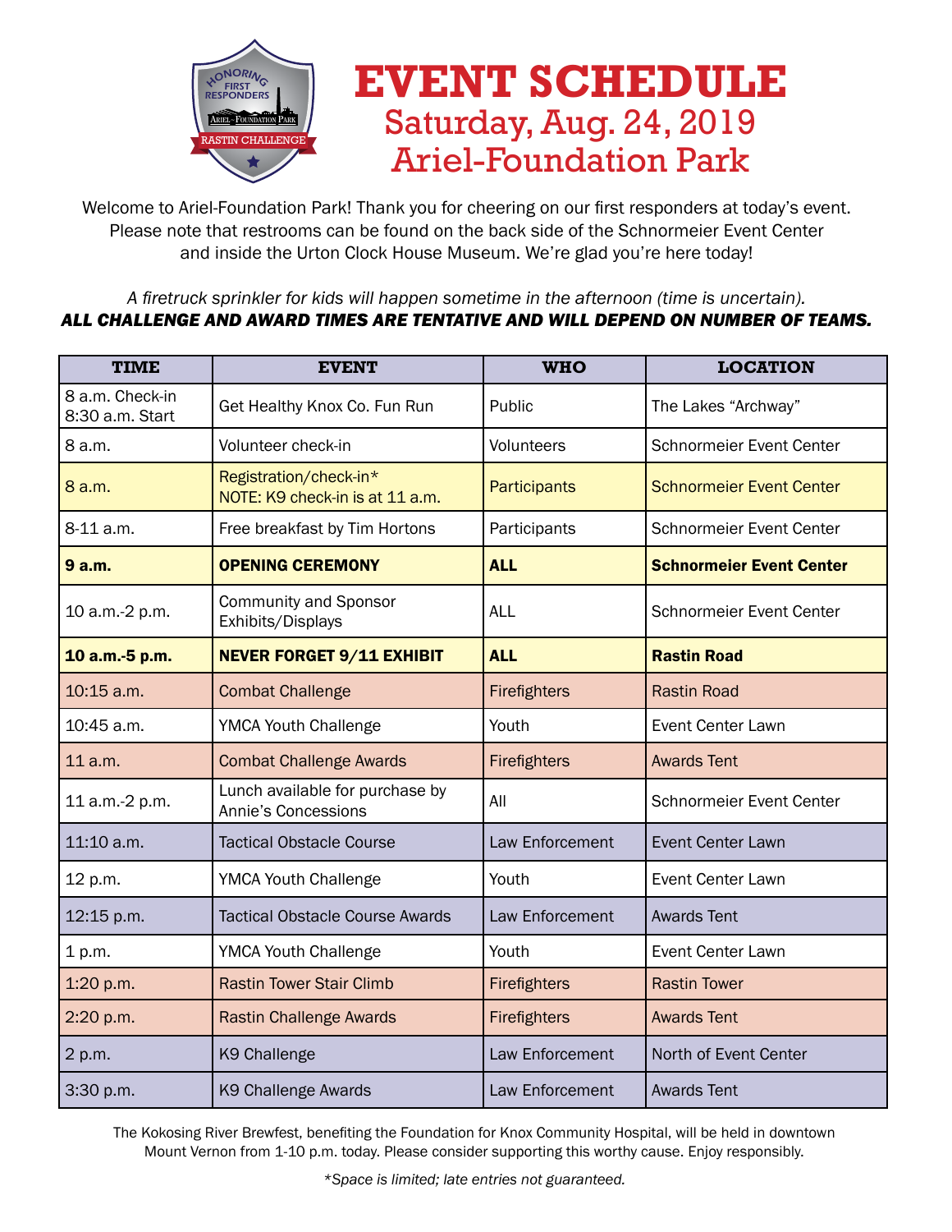# EVENT SCHEDULE

## Saturday, Aug. 24, 2019
## Ariel-Foundation Park

Welcome to Ariel-Foundation Park! Thank you for cheering on our first responders at today's event. Please note that restrooms can be found on the back side of the Schnormeier Event Center and inside the Urton Clock House Museum. We're glad you're here today!

*A firetruck sprinkler for kids will happen sometime in the afternoon (time is uncertain).*
***ALL CHALLENGE AND AWARD TIMES ARE TENTATIVE AND WILL DEPEND ON NUMBER OF TEAMS.***

| TIME | EVENT | WHO | LOCATION |
|---|---|---|---|
| 8 a.m. Check-in<br>8:30 a.m. Start | Get Healthy Knox Co. Fun Run | Public | The Lakes "Archway" |
| 8 a.m. | Volunteer check-in | Volunteers | Schnormeier Event Center |
| 8 a.m. | Registration/check-in*<br>NOTE: K9 check-in is at 11 a.m. | Participants | Schnormeier Event Center |
| 8-11 a.m. | Free breakfast by Tim Hortons | Participants | Schnormeier Event Center |
| **9 a.m.** | **OPENING CEREMONY** | **ALL** | **Schnormeier Event Center** |
| 10 a.m.-2 p.m. | Community and Sponsor Exhibits/Displays | ALL | Schnormeier Event Center |
| **10 a.m.-5 p.m.** | **NEVER FORGET 9/11 EXHIBIT** | **ALL** | **Rastin Road** |
| 10:15 a.m. | Combat Challenge | Firefighters | Rastin Road |
| 10:45 a.m. | YMCA Youth Challenge | Youth | Event Center Lawn |
| 11 a.m. | Combat Challenge Awards | Firefighters | Awards Tent |
| 11 a.m.-2 p.m. | Lunch available for purchase by Annie's Concessions | All | Schnormeier Event Center |
| 11:10 a.m. | Tactical Obstacle Course | Law Enforcement | Event Center Lawn |
| 12 p.m. | YMCA Youth Challenge | Youth | Event Center Lawn |
| 12:15 p.m. | Tactical Obstacle Course Awards | Law Enforcement | Awards Tent |
| 1 p.m. | YMCA Youth Challenge | Youth | Event Center Lawn |
| 1:20 p.m. | Rastin Tower Stair Climb | Firefighters | Rastin Tower |
| 2:20 p.m. | Rastin Challenge Awards | Firefighters | Awards Tent |
| 2 p.m. | K9 Challenge | Law Enforcement | North of Event Center |
| 3:30 p.m. | K9 Challenge Awards | Law Enforcement | Awards Tent |

The Kokosing River Brewfest, benefiting the Foundation for Knox Community Hospital, will be held in downtown Mount Vernon from 1-10 p.m. today. Please consider supporting this worthy cause. Enjoy responsibly.

*\*Space is limited; late entries not guaranteed.*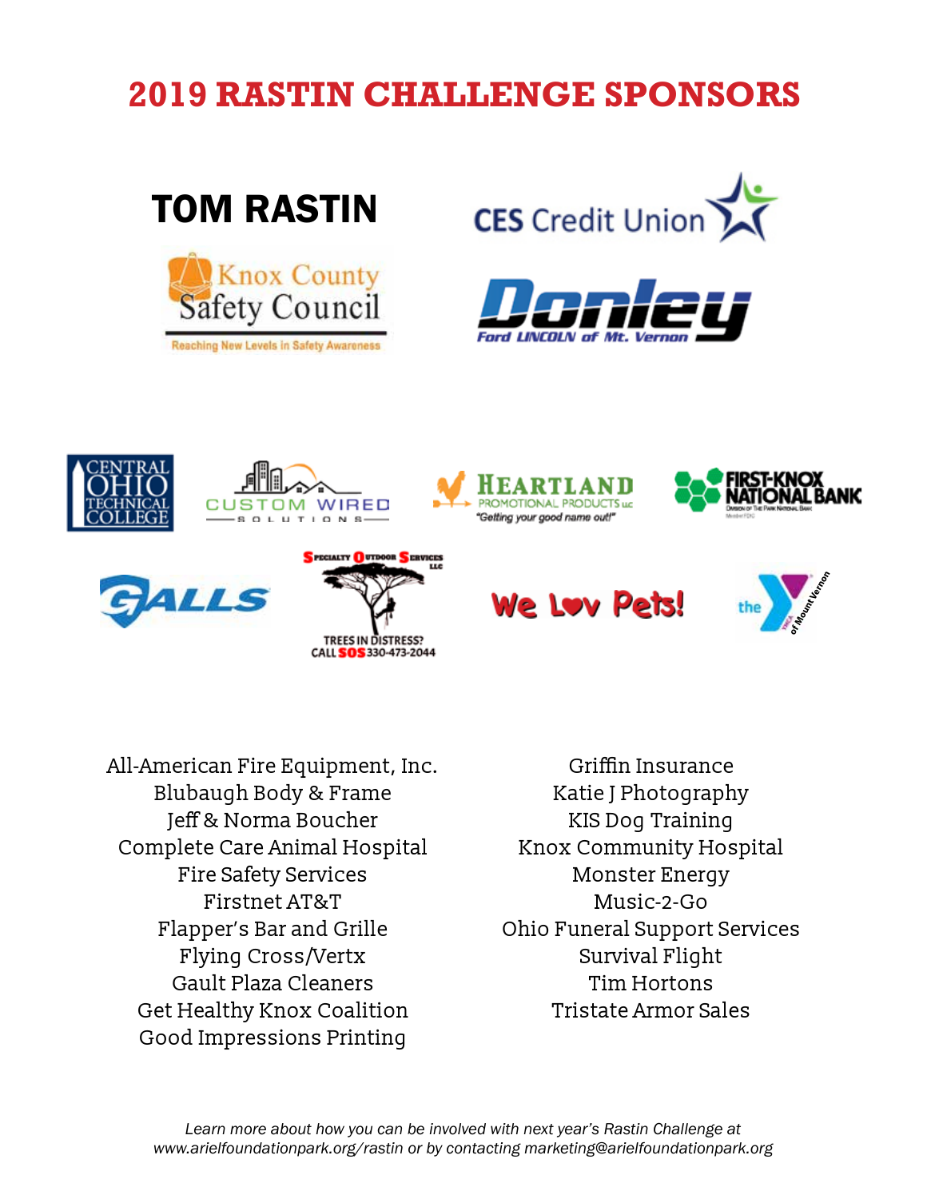# 2019 RASTIN CHALLENGE SPONSORS

**TOM RASTIN**

CES Credit Union

Knox County Safety Council
Reaching New Levels in Safety Awareness

Donley
Ford LINCOLN of Mt. Vernon

CENTRAL OHIO TECHNICAL COLLEGE

CUSTOM WIRED SOLUTIONS

HEARTLAND PROMOTIONAL PRODUCTS LLC
"Getting your good name out!"

FIRST-KNOX NATIONAL BANK
Division of The Park National Bank

GALLS

Specialty Outdoor Services LLC
TREES IN DISTRESS?
CALL SOS 330-473-2044

We Lov Pets!

the Y of Mount Vernon

All-American Fire Equipment, Inc.
Blubaugh Body & Frame
Jeff & Norma Boucher
Complete Care Animal Hospital
Fire Safety Services
Firstnet AT&T
Flapper's Bar and Grille
Flying Cross/Vertx
Gault Plaza Cleaners
Get Healthy Knox Coalition
Good Impressions Printing
Griffin Insurance
Katie J Photography
KIS Dog Training
Knox Community Hospital
Monster Energy
Music-2-Go
Ohio Funeral Support Services
Survival Flight
Tim Hortons
Tristate Armor Sales

*Learn more about how you can be involved with next year's Rastin Challenge at www.arielfoundationpark.org/rastin or by contacting marketing@arielfoundationpark.org*